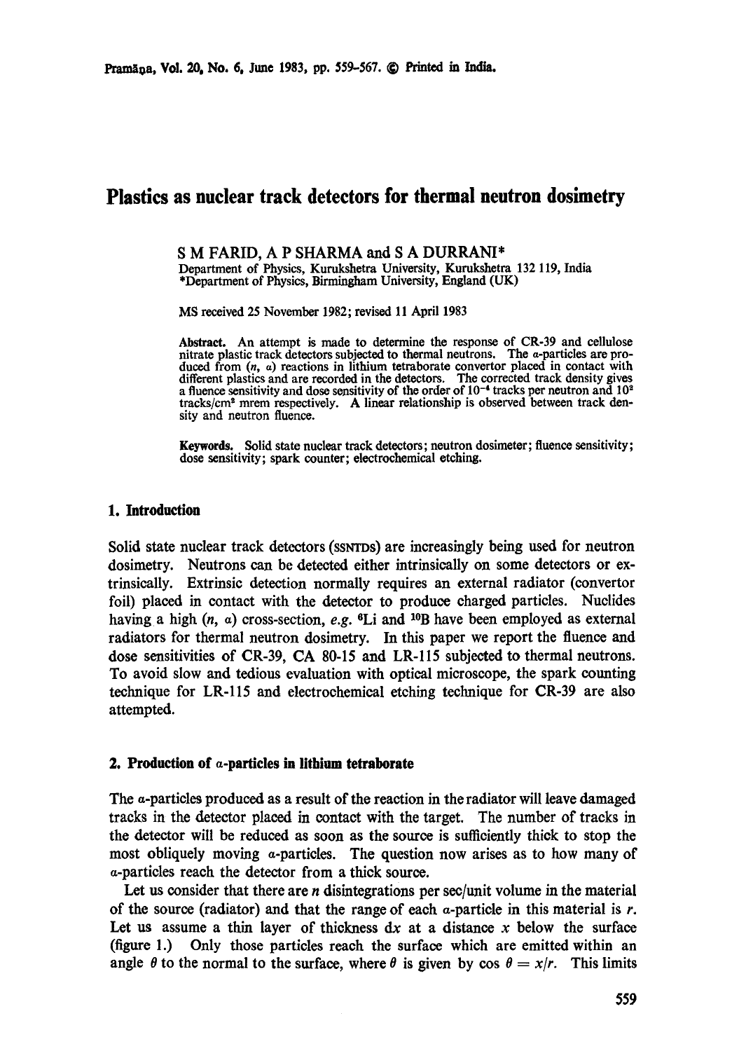# Plastics as nuclear track detectors for thermal neutron dosimetry

S M FARID, A P SHARMA and S A DURRANI*

Department of Physics, Kurukshetra University, Kurukshetra 132 119, India
*Department of Physics, Birmingham University, England (UK)

MS received 25 November 1982; revised 11 April 1983

**Abstract.** An attempt is made to determine the response of CR-39 and cellulose nitrate plastic track detectors subjected to thermal neutrons. The $\alpha$-particles are produced from $(n, \alpha)$ reactions in lithium tetraborate convertor placed in contact with different plastics and are recorded in the detectors. The corrected track density gives a fluence sensitivity and dose sensitivity of the order of $10^{-4}$ tracks per neutron and $10^{2}$ tracks/cm$^{2}$ mrem respectively. A linear relationship is observed between track density and neutron fluence.

**Keywords.** Solid state nuclear track detectors; neutron dosimeter; fluence sensitivity; dose sensitivity; spark counter; electrochemical etching.

## 1. Introduction

Solid state nuclear track detectors (SSNTDs) are increasingly being used for neutron dosimetry. Neutrons can be detected either intrinsically on some detectors or extrinsically. Extrinsic detection normally requires an external radiator (convertor foil) placed in contact with the detector to produce charged particles. Nuclides having a high $(n, \alpha)$ cross-section, *e.g.* $^{6}$Li and $^{10}$B have been employed as external radiators for thermal neutron dosimetry. In this paper we report the fluence and dose sensitivities of CR-39, CA 80-15 and LR-115 subjected to thermal neutrons. To avoid slow and tedious evaluation with optical microscope, the spark counting technique for LR-115 and electrochemical etching technique for CR-39 are also attempted.

## 2. Production of $\alpha$-particles in lithium tetraborate

The $\alpha$-particles produced as a result of the reaction in the radiator will leave damaged tracks in the detector placed in contact with the target. The number of tracks in the detector will be reduced as soon as the source is sufficiently thick to stop the most obliquely moving $\alpha$-particles. The question now arises as to how many of $\alpha$-particles reach the detector from a thick source.

Let us consider that there are $n$ disintegrations per sec/unit volume in the material of the source (radiator) and that the range of each $\alpha$-particle in this material is $r$. Let us assume a thin layer of thickness $dx$ at a distance $x$ below the surface (figure 1.) Only those particles reach the surface which are emitted within an angle $\theta$ to the normal to the surface, where $\theta$ is given by $\cos\theta = x/r$. This limits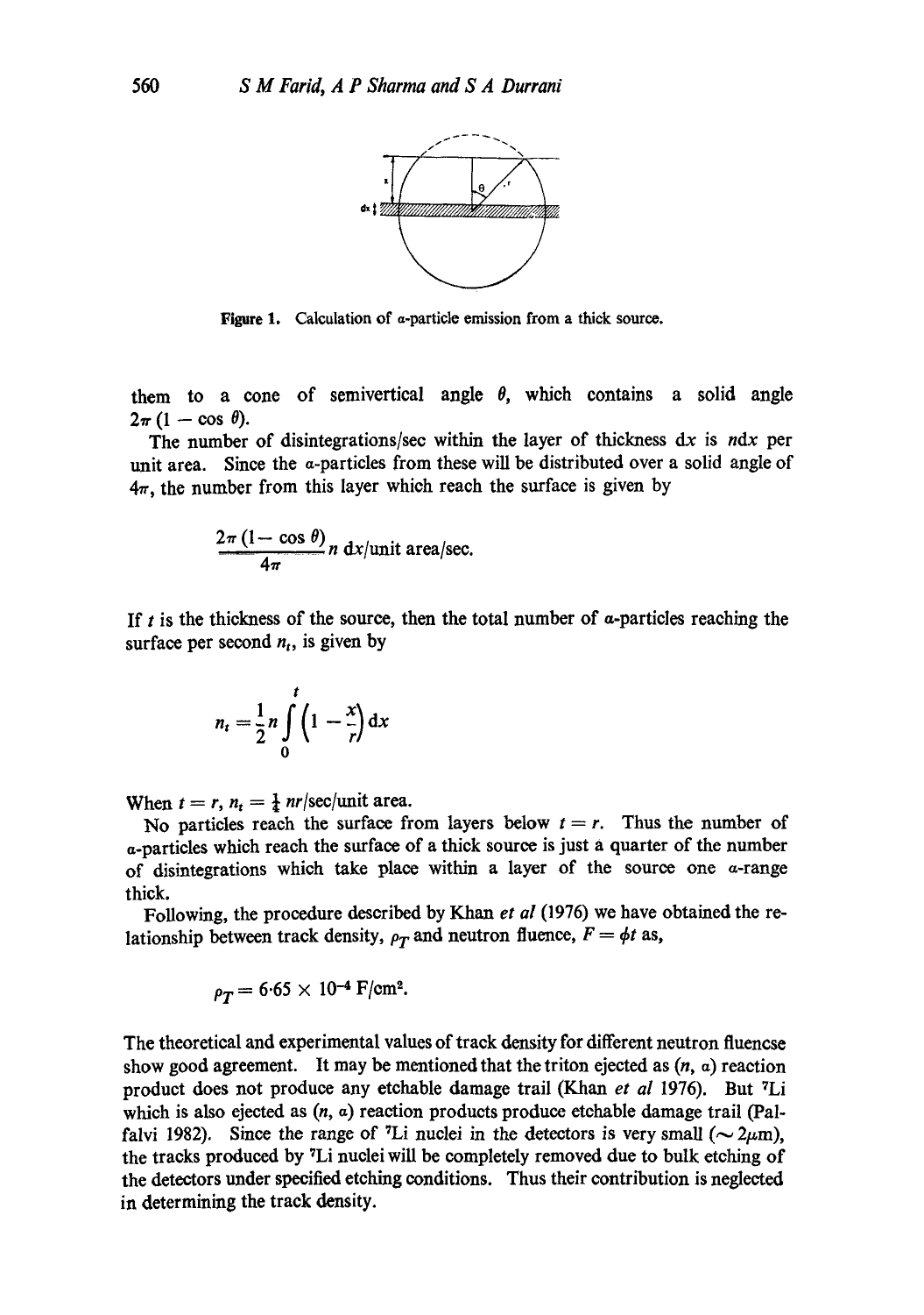Figure 1. Calculation of $\alpha$-particle emission from a thick source.

them to a cone of semivertical angle $\theta$, which contains a solid angle $2\pi(1 - \cos\theta)$.

The number of disintegrations/sec within the layer of thickness $dx$ is $n dx$ per unit area. Since the $\alpha$-particles from these will be distributed over a solid angle of $4\pi$, the number from this layer which reach the surface is given by

$$\frac{2\pi(1 - \cos\theta)}{4\pi} n \, dx/\text{unit area/sec.}$$

If $t$ is the thickness of the source, then the total number of $\alpha$-particles reaching the surface per second $n_t$, is given by

$$n_t = \frac{1}{2} n \int_0^t \left(1 - \frac{x}{r}\right) dx$$

When $t = r$, $n_t = \frac{1}{4} nr$/sec/unit area.

No particles reach the surface from layers below $t = r$. Thus the number of $\alpha$-particles which reach the surface of a thick source is just a quarter of the number of disintegrations which take place within a layer of the source one $\alpha$-range thick.

Following, the procedure described by Khan *et al* (1976) we have obtained the relationship between track density, $\rho_T$ and neutron fluence, $F = \phi t$ as,

$$\rho_T = 6{\cdot}65 \times 10^{-4} \text{ F/cm}^2.$$

The theoretical and experimental values of track density for different neutron fluencse show good agreement. It may be mentioned that the triton ejected as $(n, \alpha)$ reaction product does not produce any etchable damage trail (Khan *et al* 1976). But $^7$Li which is also ejected as $(n, \alpha)$ reaction products produce etchable damage trail (Palfalvi 1982). Since the range of $^7$Li nuclei in the detectors is very small ($\sim 2\mu$m), the tracks produced by $^7$Li nuclei will be completely removed due to bulk etching of the detectors under specified etching conditions. Thus their contribution is neglected in determining the track density.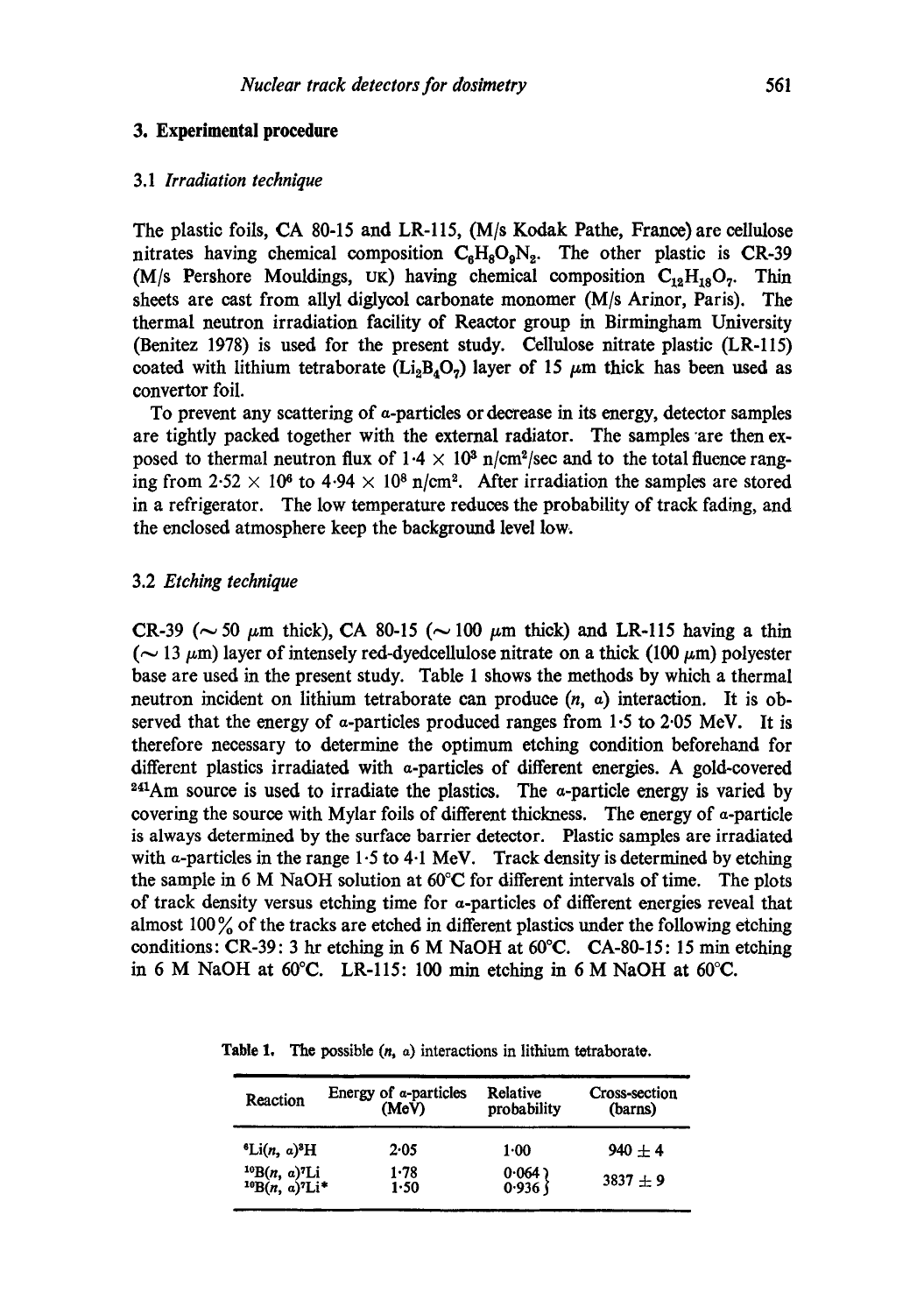## 3. Experimental procedure

### 3.1 *Irradiation technique*

The plastic foils, CA 80-15 and LR-115, (M/s Kodak Pathe, France) are cellulose nitrates having chemical composition $C_6H_8O_9N_2$. The other plastic is CR-39 (M/s Pershore Mouldings, UK) having chemical composition $C_{12}H_{18}O_7$. Thin sheets are cast from allyl diglycol carbonate monomer (M/s Arinor, Paris). The thermal neutron irradiation facility of Reactor group in Birmingham University (Benitez 1978) is used for the present study. Cellulose nitrate plastic (LR-115) coated with lithium tetraborate ($Li_2B_4O_7$) layer of 15 $\mu$m thick has been used as convertor foil.

To prevent any scattering of $\alpha$-particles or decrease in its energy, detector samples are tightly packed together with the external radiator. The samples are then exposed to thermal neutron flux of $1 \cdot 4 \times 10^3$ n/cm²/sec and to the total fluence ranging from $2 \cdot 52 \times 10^6$ to $4 \cdot 94 \times 10^8$ n/cm². After irradiation the samples are stored in a refrigerator. The low temperature reduces the probability of track fading, and the enclosed atmosphere keep the background level low.

### 3.2 *Etching technique*

CR-39 ($\sim$ 50 $\mu$m thick), CA 80-15 ($\sim$ 100 $\mu$m thick) and LR-115 having a thin ($\sim$ 13 $\mu$m) layer of intensely red-dyedcellulose nitrate on a thick (100 $\mu$m) polyester base are used in the present study. Table 1 shows the methods by which a thermal neutron incident on lithium tetraborate can produce $(n, \alpha)$ interaction. It is observed that the energy of $\alpha$-particles produced ranges from 1·5 to 2·05 MeV. It is therefore necessary to determine the optimum etching condition beforehand for different plastics irradiated with $\alpha$-particles of different energies. A gold-covered $^{241}$Am source is used to irradiate the plastics. The $\alpha$-particle energy is varied by covering the source with Mylar foils of different thickness. The energy of $\alpha$-particle is always determined by the surface barrier detector. Plastic samples are irradiated with $\alpha$-particles in the range 1·5 to 4·1 MeV. Track density is determined by etching the sample in 6 M NaOH solution at 60°C for different intervals of time. The plots of track density versus etching time for $\alpha$-particles of different energies reveal that almost 100% of the tracks are etched in different plastics under the following etching conditions: CR-39: 3 hr etching in 6 M NaOH at 60°C. CA-80-15: 15 min etching in 6 M NaOH at 60°C. LR-115: 100 min etching in 6 M NaOH at 60°C.

**Table 1.** The possible $(n, \alpha)$ interactions in lithium tetraborate.

| Reaction | Energy of $\alpha$-particles (MeV) | Relative probability | Cross-section (barns) |
|---|---|---|---|
| $^6$Li$(n, \alpha)^3$H | 2·05 | 1·00 | 940 ± 4 |
| $^{10}$B$(n, \alpha)^7$Li | 1·78 | 0·064 | 3837 ± 9 |
| $^{10}$B$(n, \alpha)^7$Li* | 1·50 | 0·936 | |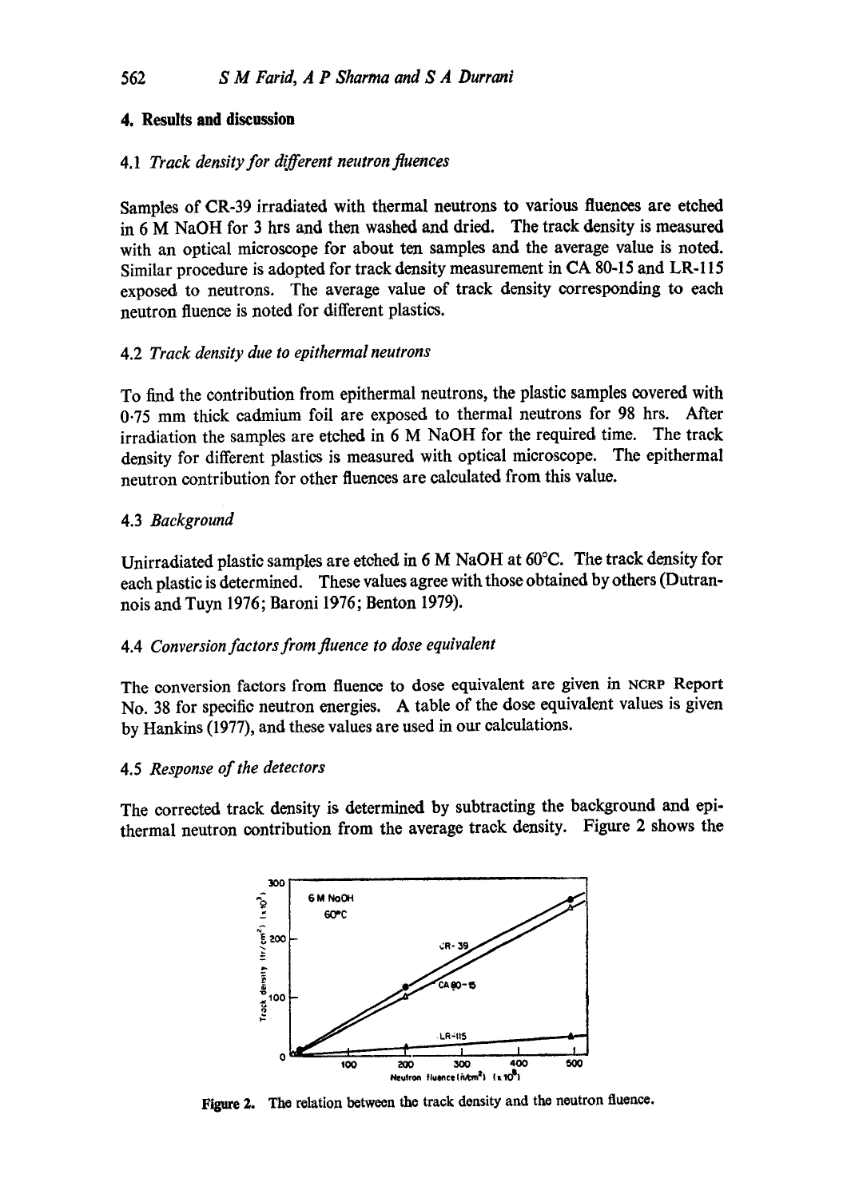## 4. Results and discussion

### 4.1 *Track density for different neutron fluences*

Samples of CR-39 irradiated with thermal neutrons to various fluences are etched in 6 M NaOH for 3 hrs and then washed and dried. The track density is measured with an optical microscope for about ten samples and the average value is noted. Similar procedure is adopted for track density measurement in CA 80-15 and LR-115 exposed to neutrons. The average value of track density corresponding to each neutron fluence is noted for different plastics.

### 4.2 *Track density due to epithermal neutrons*

To find the contribution from epithermal neutrons, the plastic samples covered with 0·75 mm thick cadmium foil are exposed to thermal neutrons for 98 hrs. After irradiation the samples are etched in 6 M NaOH for the required time. The track density for different plastics is measured with optical microscope. The epithermal neutron contribution for other fluences are calculated from this value.

### 4.3 *Background*

Unirradiated plastic samples are etched in 6 M NaOH at 60°C. The track density for each plastic is determined. These values agree with those obtained by others (Dutrannois and Tuyn 1976; Baroni 1976; Benton 1979).

### 4.4 *Conversion factors from fluence to dose equivalent*

The conversion factors from fluence to dose equivalent are given in NCRP Report No. 38 for specific neutron energies. A table of the dose equivalent values is given by Hankins (1977), and these values are used in our calculations.

### 4.5 *Response of the detectors*

The corrected track density is determined by subtracting the background and epithermal neutron contribution from the average track density. Figure 2 shows the

**Figure 2.** The relation between the track density and the neutron fluence.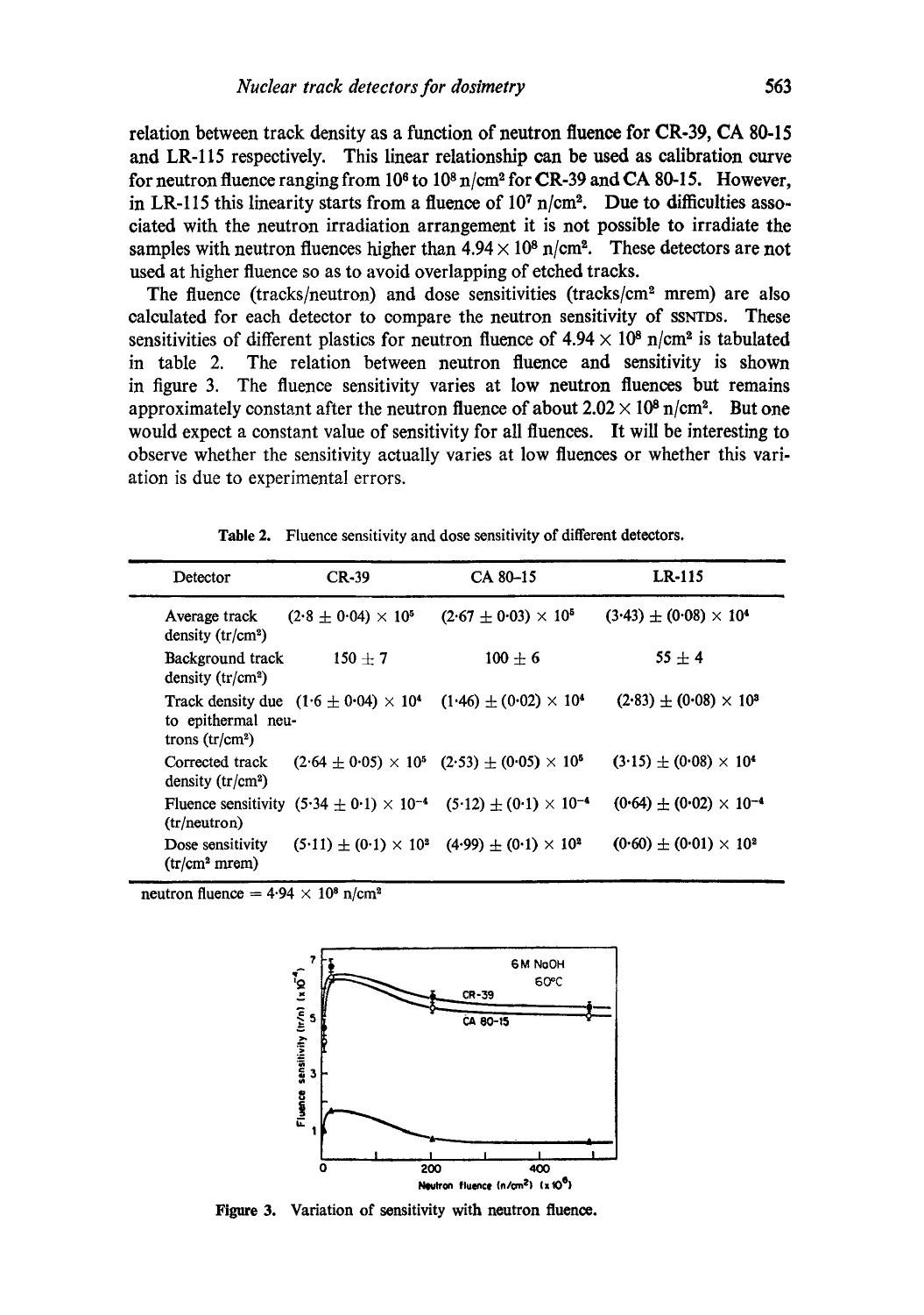relation between track density as a function of neutron fluence for CR-39, CA 80-15 and LR-115 respectively. This linear relationship can be used as calibration curve for neutron fluence ranging from $10^6$ to $10^8$ n/cm$^2$ for CR-39 and CA 80-15. However, in LR-115 this linearity starts from a fluence of $10^7$ n/cm$^2$. Due to difficulties associated with the neutron irradiation arrangement it is not possible to irradiate the samples with neutron fluences higher than $4.94 \times 10^8$ n/cm$^2$. These detectors are not used at higher fluence so as to avoid overlapping of etched tracks.

The fluence (tracks/neutron) and dose sensitivities (tracks/cm$^2$ mrem) are also calculated for each detector to compare the neutron sensitivity of SSNTDs. These sensitivities of different plastics for neutron fluence of $4.94 \times 10^8$ n/cm$^2$ is tabulated in table 2. The relation between neutron fluence and sensitivity is shown in figure 3. The fluence sensitivity varies at low neutron fluences but remains approximately constant after the neutron fluence of about $2.02 \times 10^8$ n/cm$^2$. But one would expect a constant value of sensitivity for all fluences. It will be interesting to observe whether the sensitivity actually varies at low fluences or whether this variation is due to experimental errors.

**Table 2.** Fluence sensitivity and dose sensitivity of different detectors.

| Detector | CR-39 | CA 80–15 | LR-115 |
|---|---|---|---|
| Average track density (tr/cm$^2$) | $(2{\cdot}8 \pm 0{\cdot}04) \times 10^5$ | $(2{\cdot}67 \pm 0{\cdot}03) \times 10^5$ | $(3{\cdot}43) \pm (0{\cdot}08) \times 10^4$ |
| Background track density (tr/cm$^2$) | $150 \pm 7$ | $100 \pm 6$ | $55 \pm 4$ |
| Track density due to epithermal neutrons (tr/cm$^2$) | $(1{\cdot}6 \pm 0{\cdot}04) \times 10^4$ | $(1{\cdot}46) \pm (0{\cdot}02) \times 10^4$ | $(2{\cdot}83) \pm (0{\cdot}08) \times 10^3$ |
| Corrected track density (tr/cm$^2$) | $(2{\cdot}64 \pm 0{\cdot}05) \times 10^5$ | $(2{\cdot}53) \pm (0{\cdot}05) \times 10^5$ | $(3{\cdot}15) \pm (0{\cdot}08) \times 10^4$ |
| Fluence sensitivity (tr/neutron) | $(5{\cdot}34 \pm 0{\cdot}1) \times 10^{-4}$ | $(5{\cdot}12) \pm (0{\cdot}1) \times 10^{-4}$ | $(0{\cdot}64) \pm (0{\cdot}02) \times 10^{-4}$ |
| Dose sensitivity (tr/cm$^2$ mrem) | $(5{\cdot}11) \pm (0{\cdot}1) \times 10^2$ | $(4{\cdot}99) \pm (0{\cdot}1) \times 10^2$ | $(0{\cdot}60) \pm (0{\cdot}01) \times 10^2$ |

neutron fluence $= 4{\cdot}94 \times 10^8$ n/cm$^2$

**Figure 3.** Variation of sensitivity with neutron fluence.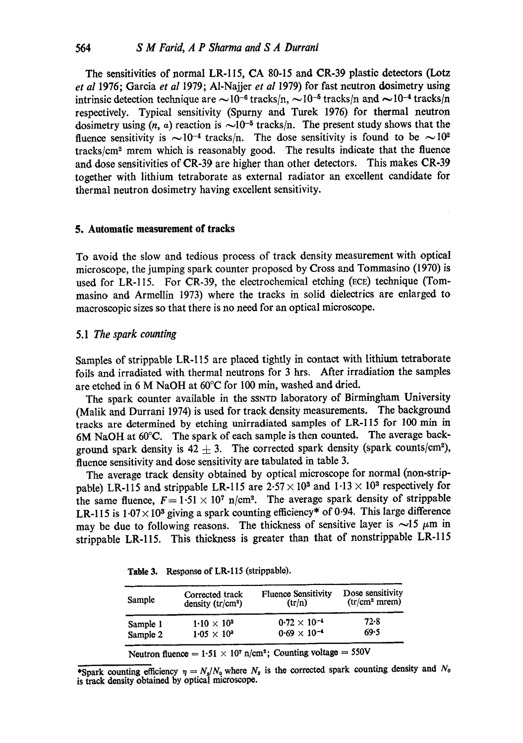The sensitivities of normal LR-115, CA 80-15 and CR-39 plastic detectors (Lotz *et al* 1976; Garcia *et al* 1979; Al-Najjer *et al* 1979) for fast neutron dosimetry using intrinsic detection technique are $\sim 10^{-6}$ tracks/n, $\sim 10^{-5}$ tracks/n and $\sim 10^{-4}$ tracks/n respectively. Typical sensitivity (Spurny and Turek 1976) for thermal neutron dosimetry using $(n, \alpha)$ reaction is $\sim 10^{-5}$ tracks/n. The present study shows that the fluence sensitivity is $\sim 10^{-4}$ tracks/n. The dose sensitivity is found to be $\sim 10^{2}$ tracks/cm$^2$ mrem which is reasonably good. The results indicate that the fluence and dose sensitivities of CR-39 are higher than other detectors. This makes CR-39 together with lithium tetraborate as external radiator an excellent candidate for thermal neutron dosimetry having excellent sensitivity.

## 5. Automatic measurement of tracks

To avoid the slow and tedious process of track density measurement with optical microscope, the jumping spark counter proposed by Cross and Tommasino (1970) is used for LR-115. For CR-39, the electrochemical etching (ECE) technique (Tommasino and Armellin 1973) where the tracks in solid dielectrics are enlarged to macroscopic sizes so that there is no need for an optical microscope.

### 5.1 *The spark counting*

Samples of strippable LR-115 are placed tightly in contact with lithium tetraborate foils and irradiated with thermal neutrons for 3 hrs. After irradiation the samples are etched in 6 M NaOH at 60°C for 100 min, washed and dried.

The spark counter available in the SSNTD laboratory of Birmingham University (Malik and Durrani 1974) is used for track density measurements. The background tracks are determined by etching unirradiated samples of LR-115 for 100 min in 6M NaOH at 60°C. The spark of each sample is then counted. The average background spark density is $42 \pm 3$. The corrected spark density (spark counts/cm$^2$), fluence sensitivity and dose sensitivity are tabulated in table 3.

The average track density obtained by optical microscope for normal (non-strippable) LR-115 and strippable LR-115 are $2.57 \times 10^{3}$ and $1.13 \times 10^{3}$ respectively for the same fluence, $F = 1.51 \times 10^{7}$ n/cm$^2$. The average spark density of strippable LR-115 is $1.07 \times 10^{3}$ giving a spark counting efficiency* of 0.94. This large difference may be due to following reasons. The thickness of sensitive layer is $\sim 15$ $\mu$m in strippable LR-115. This thickness is greater than that of nonstrippable LR-115

**Table 3.** Response of LR-115 (strippable).

| Sample | Corrected track density (tr/cm$^2$) | Fluence Sensitivity (tr/n) | Dose sensitivity (tr/cm$^2$ mrem) |
|---|---|---|---|
| Sample 1 | $1.10 \times 10^{3}$ | $0.72 \times 10^{-4}$ | 72.8 |
| Sample 2 | $1.05 \times 10^{3}$ | $0.69 \times 10^{-4}$ | 69.5 |

Neutron fluence = $1.51 \times 10^{7}$ n/cm$^2$; Counting voltage = 550V

*Spark counting efficiency $\eta = N_s/N_0$ where $N_s$ is the corrected spark counting density and $N_0$ is track density obtained by optical microscope.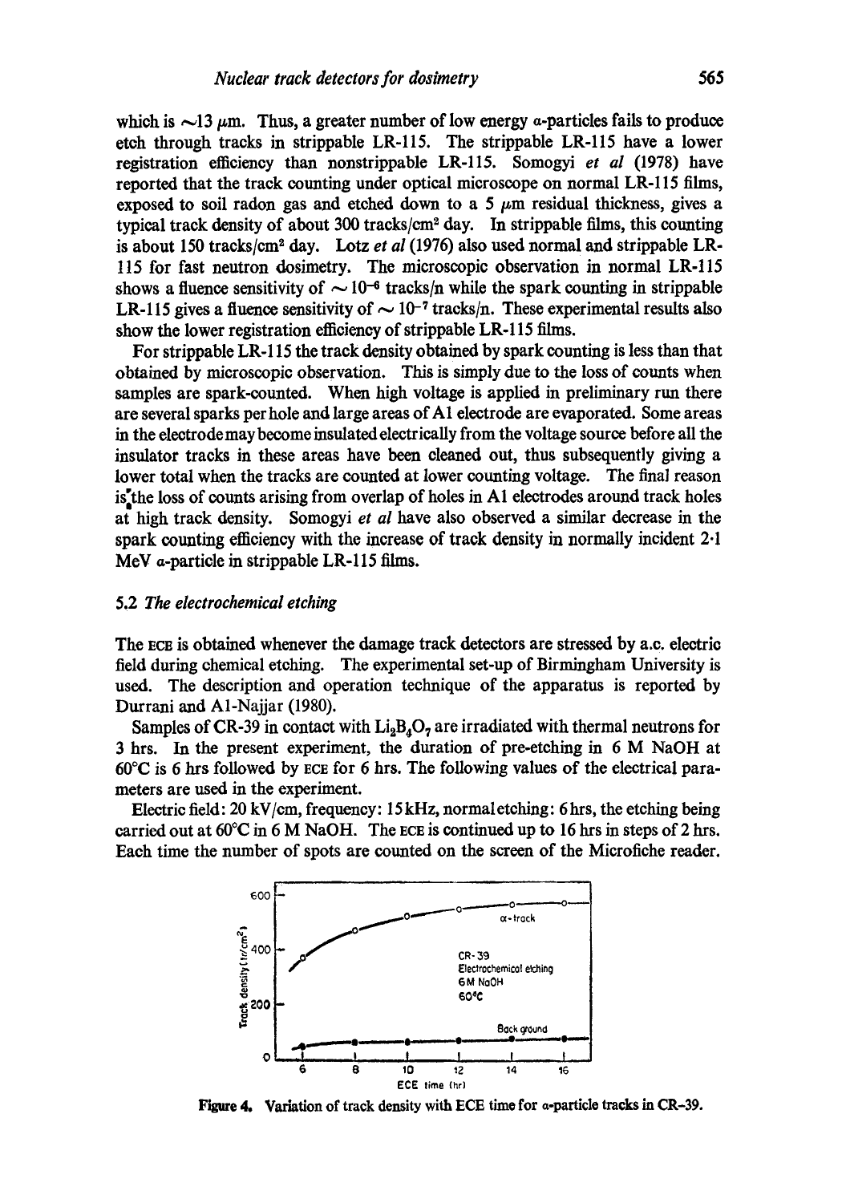which is ~13 μm. Thus, a greater number of low energy α-particles fails to produce etch through tracks in strippable LR-115. The strippable LR-115 have a lower registration efficiency than nonstrippable LR-115. Somogyi *et al* (1978) have reported that the track counting under optical microscope on normal LR-115 films, exposed to soil radon gas and etched down to a 5 μm residual thickness, gives a typical track density of about 300 tracks/cm$^2$ day. In strippable films, this counting is about 150 tracks/cm$^2$ day. Lotz *et al* (1976) also used normal and strippable LR-115 for fast neutron dosimetry. The microscopic observation in normal LR-115 shows a fluence sensitivity of $\sim 10^{-6}$ tracks/n while the spark counting in strippable LR-115 gives a fluence sensitivity of $\sim 10^{-7}$ tracks/n. These experimental results also show the lower registration efficiency of strippable LR-115 films.

For strippable LR-115 the track density obtained by spark counting is less than that obtained by microscopic observation. This is simply due to the loss of counts when samples are spark-counted. When high voltage is applied in preliminary run there are several sparks per hole and large areas of Al electrode are evaporated. Some areas in the electrode may become insulated electrically from the voltage source before all the insulator tracks in these areas have been cleaned out, thus subsequently giving a lower total when the tracks are counted at lower counting voltage. The final reason is the loss of counts arising from overlap of holes in Al electrodes around track holes at high track density. Somogyi *et al* have also observed a similar decrease in the spark counting efficiency with the increase of track density in normally incident 2·1 MeV α-particle in strippable LR-115 films.

### 5.2 *The electrochemical etching*

The ECE is obtained whenever the damage track detectors are stressed by a.c. electric field during chemical etching. The experimental set-up of Birmingham University is used. The description and operation technique of the apparatus is reported by Durrani and Al-Najjar (1980).

Samples of CR-39 in contact with $Li_2B_4O_7$ are irradiated with thermal neutrons for 3 hrs. In the present experiment, the duration of pre-etching in 6 M NaOH at 60°C is 6 hrs followed by ECE for 6 hrs. The following values of the electrical parameters are used in the experiment.

Electric field: 20 kV/cm, frequency: 15 kHz, normal etching: 6 hrs, the etching being carried out at 60°C in 6 M NaOH. The ECE is continued up to 16 hrs in steps of 2 hrs. Each time the number of spots are counted on the screen of the Microfiche reader.

**Figure 4.** Variation of track density with ECE time for α-particle tracks in CR-39.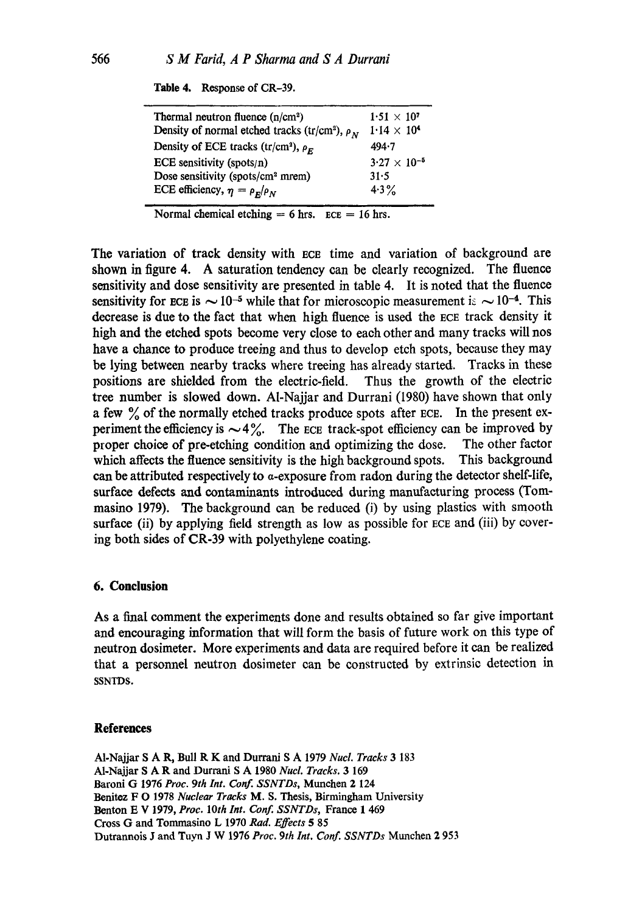Table 4. Response of CR-39.

| | |
|---|---|
| Thermal neutron fluence (n/cm²) | $1{\cdot}51 \times 10^7$ |
| Density of normal etched tracks (tr/cm²), $\rho_N$ | $1{\cdot}14 \times 10^4$ |
| Density of ECE tracks (tr/cm²), $\rho_E$ | 494·7 |
| ECE sensitivity (spots/n) | $3{\cdot}27 \times 10^{-5}$ |
| Dose sensitivity (spots/cm² mrem) | 31·5 |
| ECE efficiency, $\eta = \rho_E/\rho_N$ | 4·3% |

Normal chemical etching = 6 hrs. ECE = 16 hrs.

The variation of track density with ECE time and variation of background are shown in figure 4. A saturation tendency can be clearly recognized. The fluence sensitivity and dose sensitivity are presented in table 4. It is noted that the fluence sensitivity for ECE is $\sim 10^{-5}$ while that for microscopic measurement is $\sim 10^{-4}$. This decrease is due to the fact that when high fluence is used the ECE track density it high and the etched spots become very close to each other and many tracks will nos have a chance to produce treeing and thus to develop etch spots, because they may be lying between nearby tracks where treeing has already started. Tracks in these positions are shielded from the electric-field. Thus the growth of the electric tree number is slowed down. Al-Najjar and Durrani (1980) have shown that only a few % of the normally etched tracks produce spots after ECE. In the present experiment the efficiency is $\sim 4\%$. The ECE track-spot efficiency can be improved by proper choice of pre-etching condition and optimizing the dose. The other factor which affects the fluence sensitivity is the high background spots. This background can be attributed respectively to $\alpha$-exposure from radon during the detector shelf-life, surface defects and contaminants introduced during manufacturing process (Tommasino 1979). The background can be reduced (i) by using plastics with smooth surface (ii) by applying field strength as low as possible for ECE and (iii) by covering both sides of CR-39 with polyethylene coating.

## 6. Conclusion

As a final comment the experiments done and results obtained so far give important and encouraging information that will form the basis of future work on this type of neutron dosimeter. More experiments and data are required before it can be realized that a personnel neutron dosimeter can be constructed by extrinsic detection in SSNTDS.

## References

Al-Najjar S A R, Bull R K and Durrani S A 1979 *Nucl. Tracks* 3 183

Al-Najjar S A R and Durrani S A 1980 *Nucl. Tracks.* 3 169

Baroni G 1976 *Proc. 9th Int. Conf. SSNTDs*, Munchen 2 124

Benitez F O 1978 *Nuclear Tracks* M. S. Thesis, Birmingham University

Benton E V 1979, *Proc. 10th Int. Conf. SSNTDs*, France 1 469

Cross G and Tommasino L 1970 *Rad. Effects* 5 85

Dutrannois J and Tuyn J W 1976 *Proc. 9th Int. Conf. SSNTDs* Munchen 2 953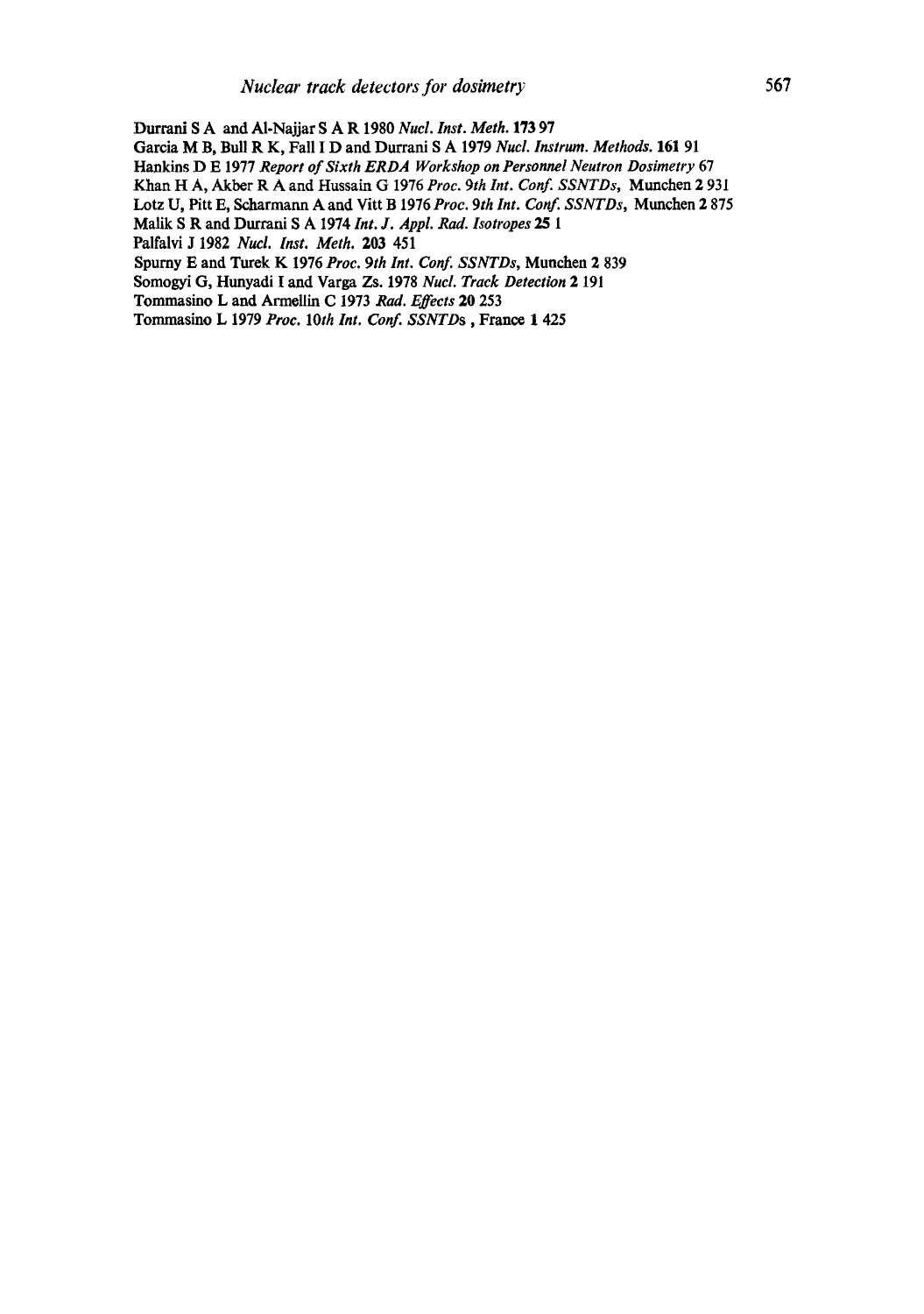Durrani S A and Al-Najjar S A R 1980 *Nucl. Inst. Meth.* **173** 97

Garcia M B, Bull R K, Fall I D and Durrani S A 1979 *Nucl. Instrum. Methods.* **161** 91

Hankins D E 1977 *Report of Sixth ERDA Workshop on Personnel Neutron Dosimetry* 67

Khan H A, Akber R A and Hussain G 1976 *Proc. 9th Int. Conf. SSNTDs*, Munchen **2** 931

Lotz U, Pitt E, Scharmann A and Vitt B 1976 *Proc. 9th Int. Conf. SSNTDs*, Munchen **2** 875

Malik S R and Durrani S A 1974 *Int. J. Appl. Rad. Isotropes* **25** 1

Palfalvi J 1982 *Nucl. Inst. Meth.* **203** 451

Spurny E and Turek K 1976 *Proc. 9th Int. Conf. SSNTDs*, Munchen **2** 839

Somogyi G, Hunyadi I and Varga Zs. 1978 *Nucl. Track Detection* **2** 191

Tommasino L and Armellin C 1973 *Rad. Effects* **20** 253

Tommasino L 1979 *Proc. 10th Int. Conf. SSNTDs*, France **1** 425